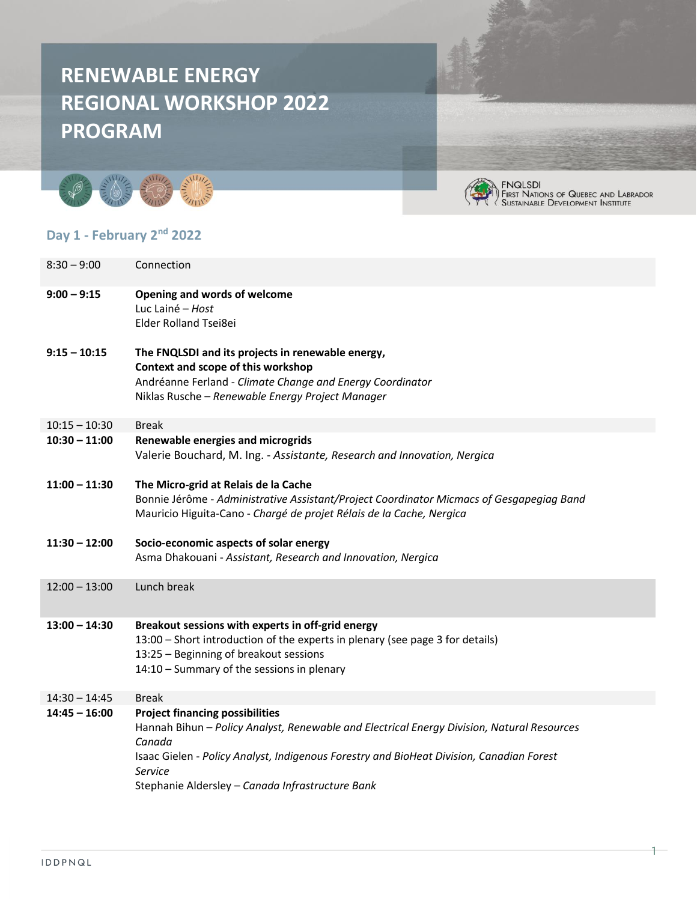# RENEWABLE ENERGY REGIONAL WORKSHOP 2022 PROGRAM

FNQLSDI
First Nations of Quebec and Labrador Sustainable Development Institute

## Day 1 - February 2nd 2022

| | |
|---|---|
| 8:30 – 9:00 | Connection |
| **9:00 – 9:15** | **Opening and words of welcome**<br>Luc Lainé – *Host*<br>Elder Rolland Tsei8ei |
| **9:15 – 10:15** | **The FNQLSDI and its projects in renewable energy, Context and scope of this workshop**<br>Andréanne Ferland - *Climate Change and Energy Coordinator*<br>Niklas Rusche – *Renewable Energy Project Manager* |
| 10:15 – 10:30 | Break |
| **10:30 – 11:00** | **Renewable energies and microgrids**<br>Valerie Bouchard, M. Ing. - *Assistante, Research and Innovation, Nergica* |
| **11:00 – 11:30** | **The Micro-grid at Relais de la Cache**<br>Bonnie Jérôme - *Administrative Assistant/Project Coordinator Micmacs of Gesgapegiag Band*<br>Mauricio Higuita-Cano - *Chargé de projet Rélais de la Cache, Nergica* |
| **11:30 – 12:00** | **Socio-economic aspects of solar energy**<br>Asma Dhakouani - *Assistant, Research and Innovation, Nergica* |
| 12:00 – 13:00 | Lunch break |
| **13:00 – 14:30** | **Breakout sessions with experts in off-grid energy**<br>13:00 – Short introduction of the experts in plenary (see page 3 for details)<br>13:25 – Beginning of breakout sessions<br>14:10 – Summary of the sessions in plenary |
| 14:30 – 14:45 | Break |
| **14:45 – 16:00** | **Project financing possibilities**<br>Hannah Bihun – *Policy Analyst, Renewable and Electrical Energy Division, Natural Resources Canada*<br>Isaac Gielen - *Policy Analyst, Indigenous Forestry and BioHeat Division, Canadian Forest Service*<br>Stephanie Aldersley – *Canada Infrastructure Bank* |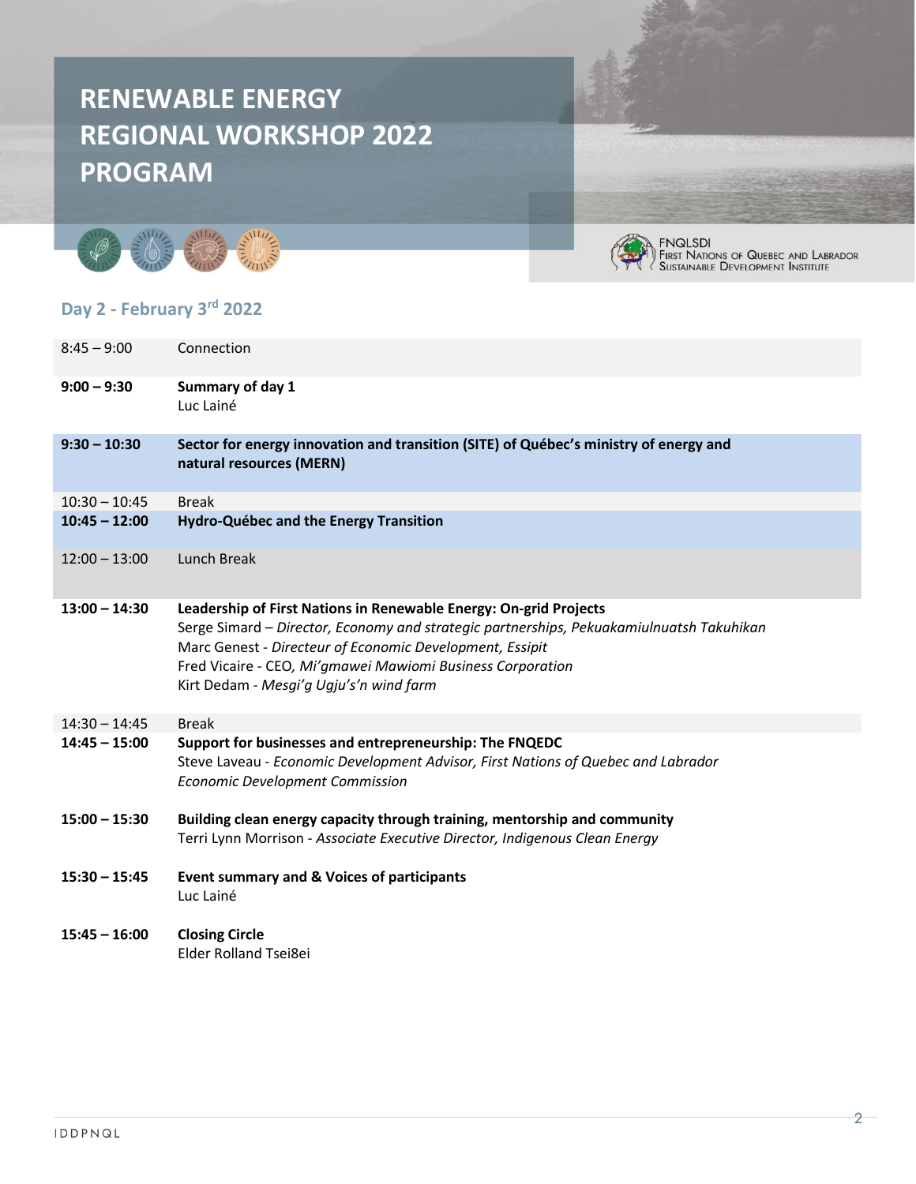# RENEWABLE ENERGY REGIONAL WORKSHOP 2022 PROGRAM

FNQLSDI
First Nations of Quebec and Labrador Sustainable Development Institute

## Day 2 - February 3rd 2022

| | |
|---|---|
| 8:45 – 9:00 | Connection |
| **9:00 – 9:30** | **Summary of day 1**<br>Luc Lainé |
| **9:30 – 10:30** | **Sector for energy innovation and transition (SITE) of Québec's ministry of energy and natural resources (MERN)** |
| 10:30 – 10:45 | Break |
| **10:45 – 12:00** | **Hydro-Québec and the Energy Transition** |
| 12:00 – 13:00 | Lunch Break |
| **13:00 – 14:30** | **Leadership of First Nations in Renewable Energy: On-grid Projects**<br>Serge Simard – *Director, Economy and strategic partnerships, Pekuakamiulnuatsh Takuhikan*<br>Marc Genest - *Directeur of Economic Development, Essipit*<br>Fred Vicaire - CEO, *Mi'gmawei Mawiomi Business Corporation*<br>Kirt Dedam - *Mesgi'g Ugju's'n wind farm* |
| 14:30 – 14:45 | Break |
| **14:45 – 15:00** | **Support for businesses and entrepreneurship: The FNQEDC**<br>Steve Laveau - *Economic Development Advisor, First Nations of Quebec and Labrador Economic Development Commission* |
| **15:00 – 15:30** | **Building clean energy capacity through training, mentorship and community**<br>Terri Lynn Morrison - *Associate Executive Director, Indigenous Clean Energy* |
| **15:30 – 15:45** | **Event summary and & Voices of participants**<br>Luc Lainé |
| **15:45 – 16:00** | **Closing Circle**<br>Elder Rolland Tsei8ei |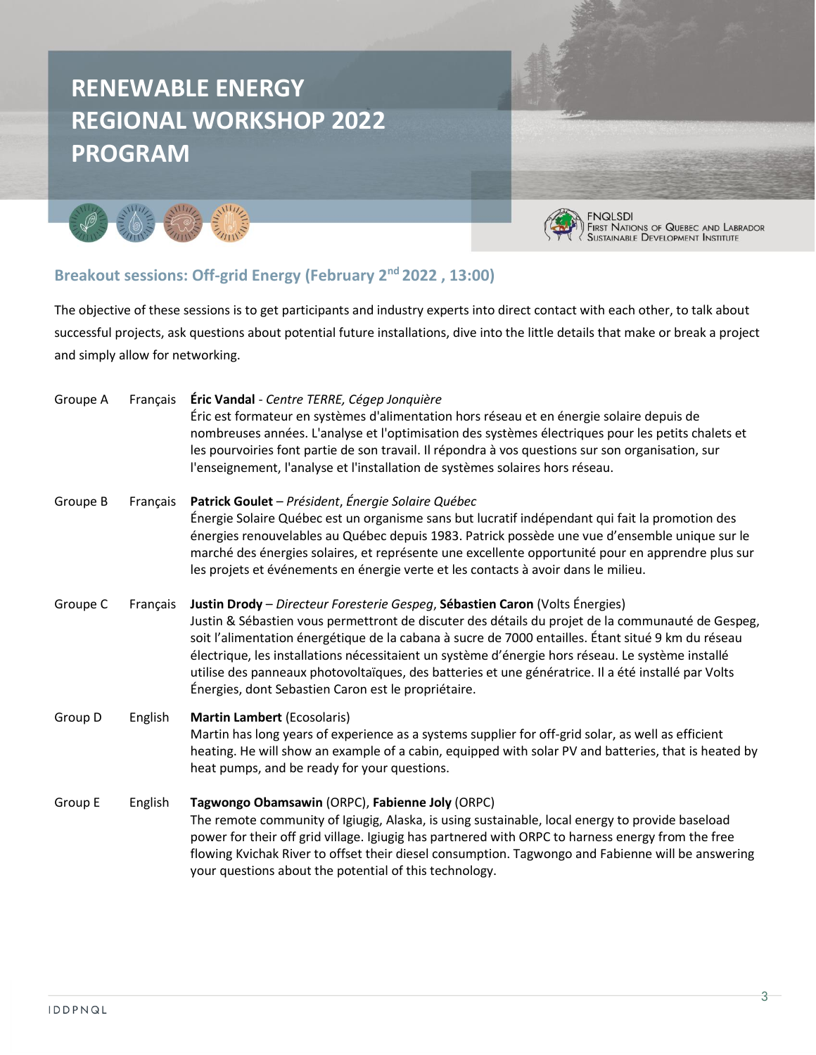# RENEWABLE ENERGY REGIONAL WORKSHOP 2022 PROGRAM

FNQLSDI
First Nations of Quebec and Labrador Sustainable Development Institute

## Breakout sessions: Off-grid Energy (February 2nd 2022 , 13:00)

The objective of these sessions is to get participants and industry experts into direct contact with each other, to talk about successful projects, ask questions about potential future installations, dive into the little details that make or break a project and simply allow for networking.

| | | |
|---|---|---|
| Groupe A | Français | **Éric Vandal** - *Centre TERRE, Cégep Jonquière*<br>Éric est formateur en systèmes d'alimentation hors réseau et en énergie solaire depuis de nombreuses années. L'analyse et l'optimisation des systèmes électriques pour les petits chalets et les pourvoiries font partie de son travail. Il répondra à vos questions sur son organisation, sur l'enseignement, l'analyse et l'installation de systèmes solaires hors réseau. |
| Groupe B | Français | **Patrick Goulet** – *Président*, *Énergie Solaire Québec*<br>Énergie Solaire Québec est un organisme sans but lucratif indépendant qui fait la promotion des énergies renouvelables au Québec depuis 1983. Patrick possède une vue d'ensemble unique sur le marché des énergies solaires, et représente une excellente opportunité pour en apprendre plus sur les projets et événements en énergie verte et les contacts à avoir dans le milieu. |
| Groupe C | Français | **Justin Drody** – *Directeur Foresterie Gespeg*, **Sébastien Caron** (Volts Énergies)<br>Justin & Sébastien vous permettront de discuter des détails du projet de la communauté de Gespeg, soit l'alimentation énergétique de la cabana à sucre de 7000 entailles. Étant situé 9 km du réseau électrique, les installations nécessitaient un système d'énergie hors réseau. Le système installé utilise des panneaux photovoltaïques, des batteries et une génératrice. Il a été installé par Volts Énergies, dont Sebastien Caron est le propriétaire. |
| Group D | English | **Martin Lambert** (Ecosolaris)<br>Martin has long years of experience as a systems supplier for off-grid solar, as well as efficient heating. He will show an example of a cabin, equipped with solar PV and batteries, that is heated by heat pumps, and be ready for your questions. |
| Group E | English | **Tagwongo Obamsawin** (ORPC), **Fabienne Joly** (ORPC)<br>The remote community of Igiugig, Alaska, is using sustainable, local energy to provide baseload power for their off grid village. Igiugig has partnered with ORPC to harness energy from the free flowing Kvichak River to offset their diesel consumption. Tagwongo and Fabienne will be answering your questions about the potential of this technology. |